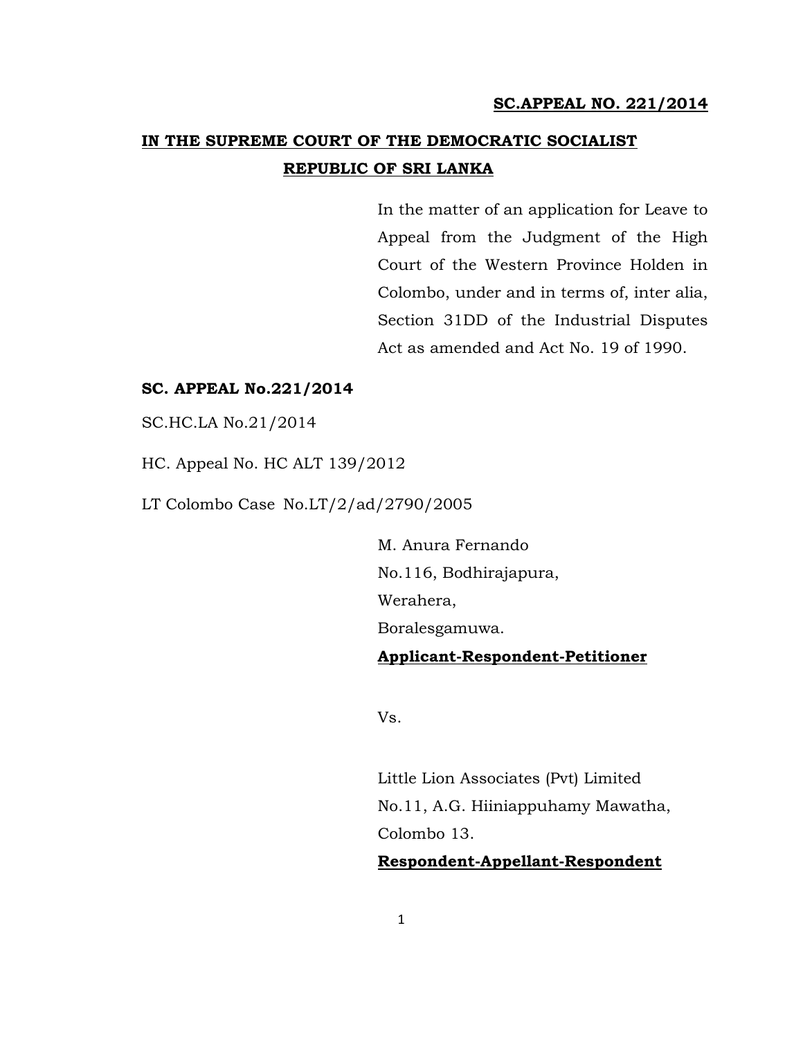**SC.APPEAL NO. 221/2014**

# IN THE SUPREME COURT OF THE DEMOCRATIC SOCIALIST REPUBLIC OF SRI LANKA

In the matter of an application for Leave to Appeal from the Judgment of the High Court of the Western Province Holden in Colombo, under and in terms of, inter alia, Section 31DD of the Industrial Disputes Act as amended and Act No. 19 of 1990.

**SC. APPEAL No.221/2014**

SC.HC.LA No.21/2014

HC. Appeal No. HC ALT 139/2012

LT Colombo Case No.LT/2/ad/2790/2005

M. Anura Fernando
No.116, Bodhirajapura,
Werahera,
Boralesgamuwa.

**Applicant-Respondent-Petitioner**

Vs.

Little Lion Associates (Pvt) Limited
No.11, A.G. Hiiniappuhamy Mawatha,
Colombo 13.

**Respondent-Appellant-Respondent**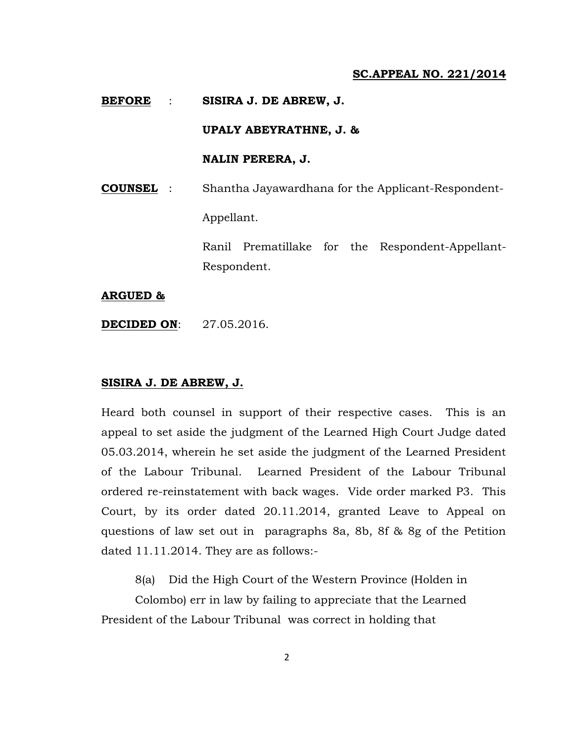**SC.APPEAL NO. 221/2014**

**BEFORE** : **SISIRA J. DE ABREW, J.**

**UPALY ABEYRATHNE, J. &**

**NALIN PERERA, J.**

**COUNSEL** : Shantha Jayawardhana for the Applicant-Respondent-Appellant.

Ranil Prematillake for the Respondent-Appellant-Respondent.

**ARGUED &**

**DECIDED ON**: 27.05.2016.

**SISIRA J. DE ABREW, J.**

Heard both counsel in support of their respective cases. This is an appeal to set aside the judgment of the Learned High Court Judge dated 05.03.2014, wherein he set aside the judgment of the Learned President of the Labour Tribunal. Learned President of the Labour Tribunal ordered re-reinstatement with back wages. Vide order marked P3. This Court, by its order dated 20.11.2014, granted Leave to Appeal on questions of law set out in paragraphs 8a, 8b, 8f & 8g of the Petition dated 11.11.2014. They are as follows:-

8(a) Did the High Court of the Western Province (Holden in Colombo) err in law by failing to appreciate that the Learned President of the Labour Tribunal was correct in holding that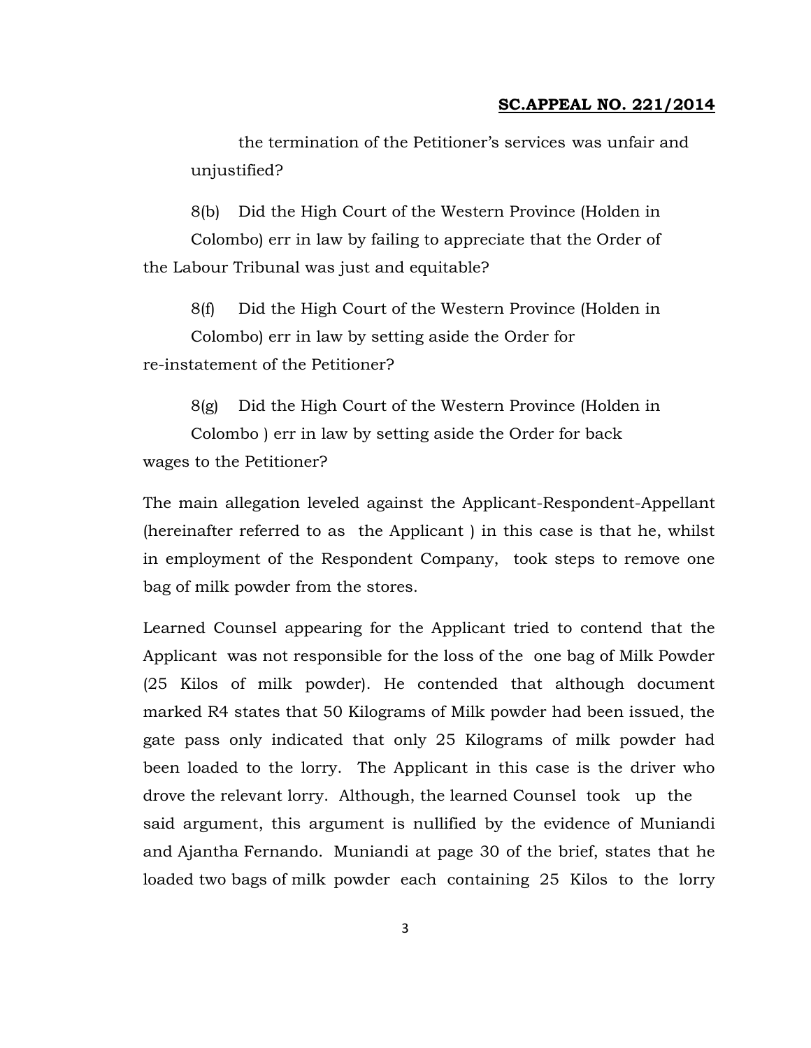the termination of the Petitioner's services was unfair and unjustified?

8(b) Did the High Court of the Western Province (Holden in Colombo) err in law by failing to appreciate that the Order of the Labour Tribunal was just and equitable?

8(f) Did the High Court of the Western Province (Holden in Colombo) err in law by setting aside the Order for re-instatement of the Petitioner?

8(g) Did the High Court of the Western Province (Holden in Colombo ) err in law by setting aside the Order for back wages to the Petitioner?

The main allegation leveled against the Applicant-Respondent-Appellant (hereinafter referred to as the Applicant ) in this case is that he, whilst in employment of the Respondent Company, took steps to remove one bag of milk powder from the stores.

Learned Counsel appearing for the Applicant tried to contend that the Applicant was not responsible for the loss of the one bag of Milk Powder (25 Kilos of milk powder). He contended that although document marked R4 states that 50 Kilograms of Milk powder had been issued, the gate pass only indicated that only 25 Kilograms of milk powder had been loaded to the lorry. The Applicant in this case is the driver who drove the relevant lorry. Although, the learned Counsel took up the said argument, this argument is nullified by the evidence of Muniandi and Ajantha Fernando. Muniandi at page 30 of the brief, states that he loaded two bags of milk powder each containing 25 Kilos to the lorry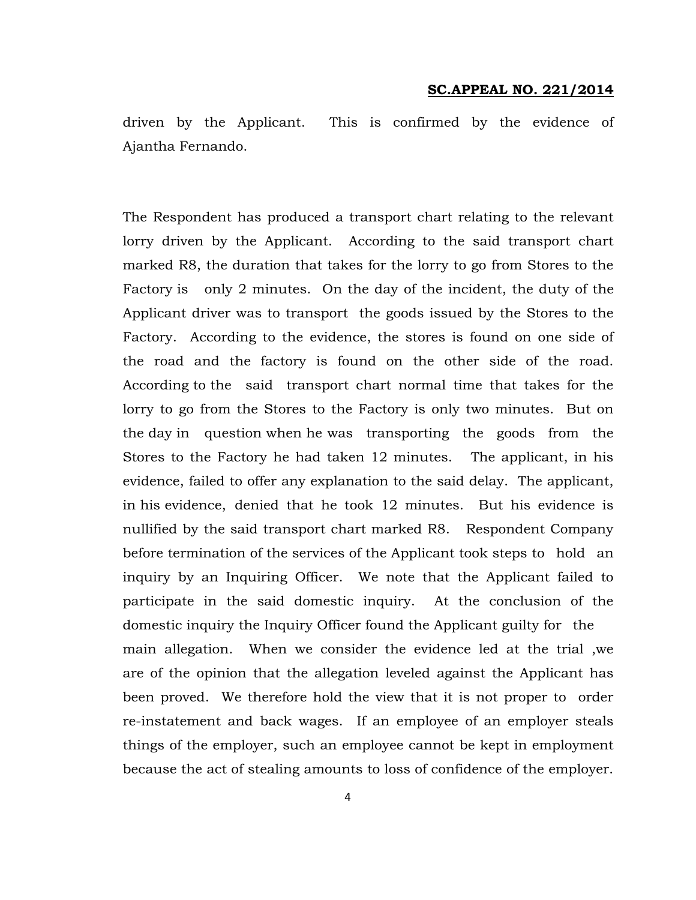driven by the Applicant. This is confirmed by the evidence of Ajantha Fernando.

The Respondent has produced a transport chart relating to the relevant lorry driven by the Applicant. According to the said transport chart marked R8, the duration that takes for the lorry to go from Stores to the Factory is only 2 minutes. On the day of the incident, the duty of the Applicant driver was to transport the goods issued by the Stores to the Factory. According to the evidence, the stores is found on one side of the road and the factory is found on the other side of the road. According to the said transport chart normal time that takes for the lorry to go from the Stores to the Factory is only two minutes. But on the day in question when he was transporting the goods from the Stores to the Factory he had taken 12 minutes. The applicant, in his evidence, failed to offer any explanation to the said delay. The applicant, in his evidence, denied that he took 12 minutes. But his evidence is nullified by the said transport chart marked R8. Respondent Company before termination of the services of the Applicant took steps to hold an inquiry by an Inquiring Officer. We note that the Applicant failed to participate in the said domestic inquiry. At the conclusion of the domestic inquiry the Inquiry Officer found the Applicant guilty for the main allegation. When we consider the evidence led at the trial ,we are of the opinion that the allegation leveled against the Applicant has been proved. We therefore hold the view that it is not proper to order re-instatement and back wages. If an employee of an employer steals things of the employer, such an employee cannot be kept in employment because the act of stealing amounts to loss of confidence of the employer.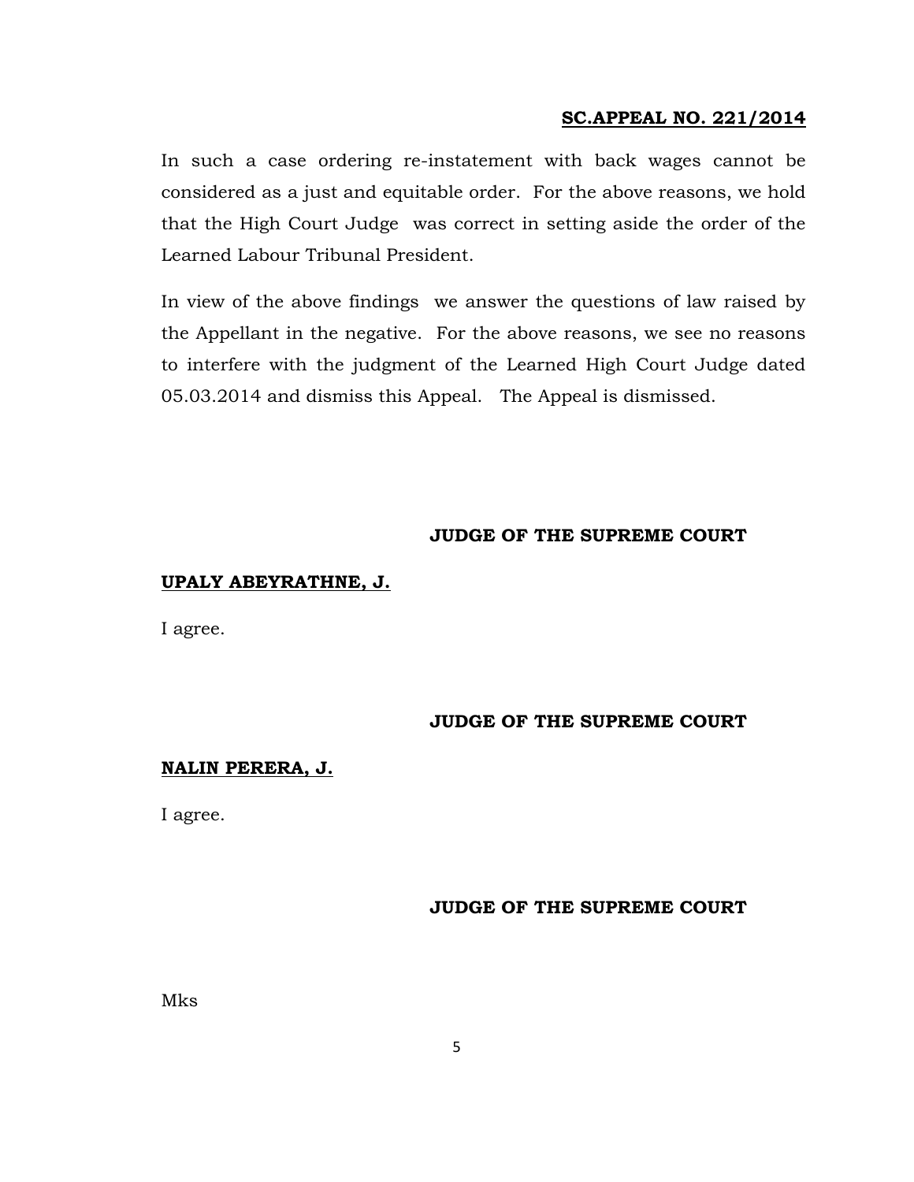In such a case ordering re-instatement with back wages cannot be considered as a just and equitable order. For the above reasons, we hold that the High Court Judge was correct in setting aside the order of the Learned Labour Tribunal President.

In view of the above findings we answer the questions of law raised by the Appellant in the negative. For the above reasons, we see no reasons to interfere with the judgment of the Learned High Court Judge dated 05.03.2014 and dismiss this Appeal. The Appeal is dismissed.

**JUDGE OF THE SUPREME COURT**

**UPALY ABEYRATHNE, J.**

I agree.

**JUDGE OF THE SUPREME COURT**

**NALIN PERERA, J.**

I agree.

**JUDGE OF THE SUPREME COURT**

Mks